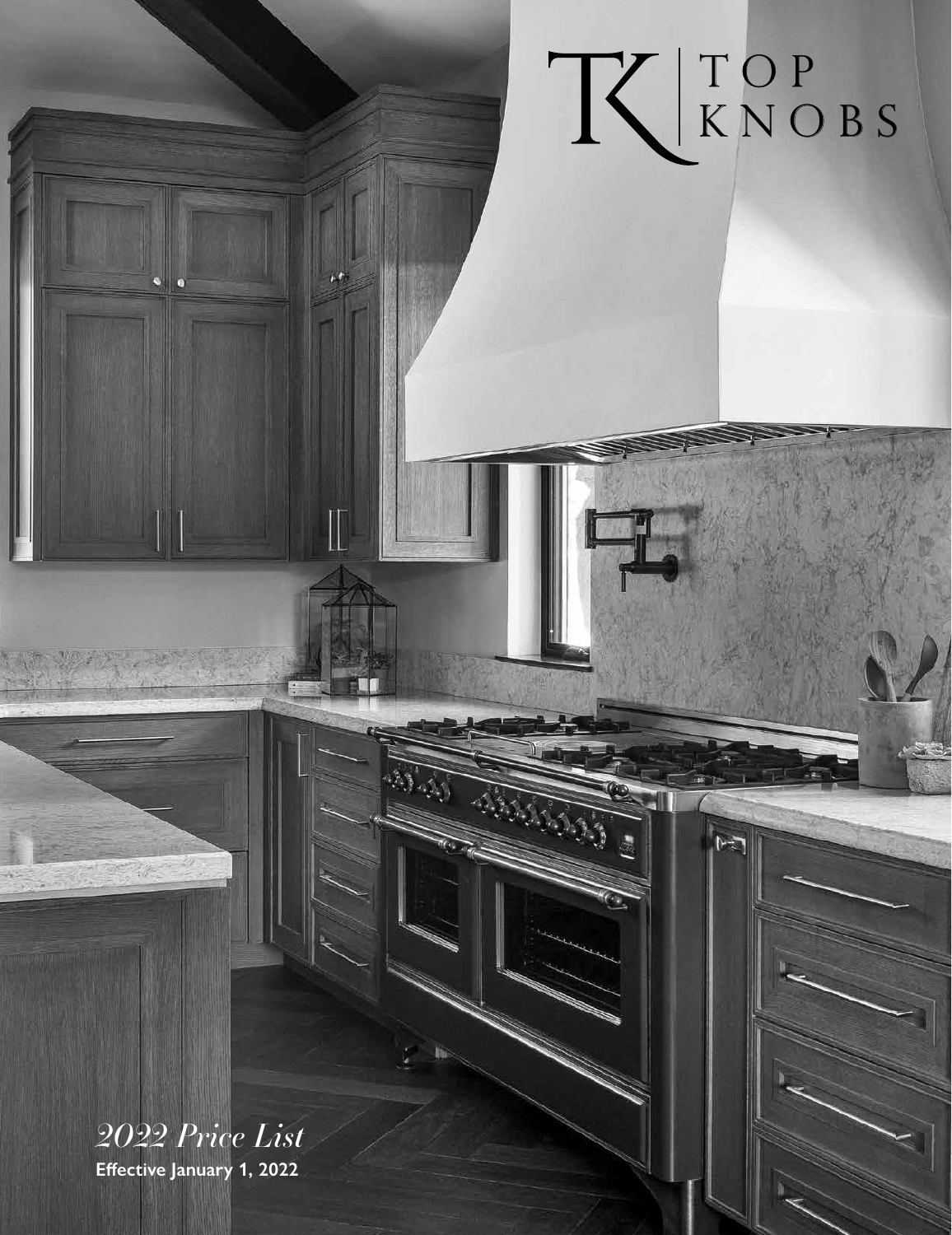# TOP KNOBS

*2022 Price List*

**Effective January 1, 2022**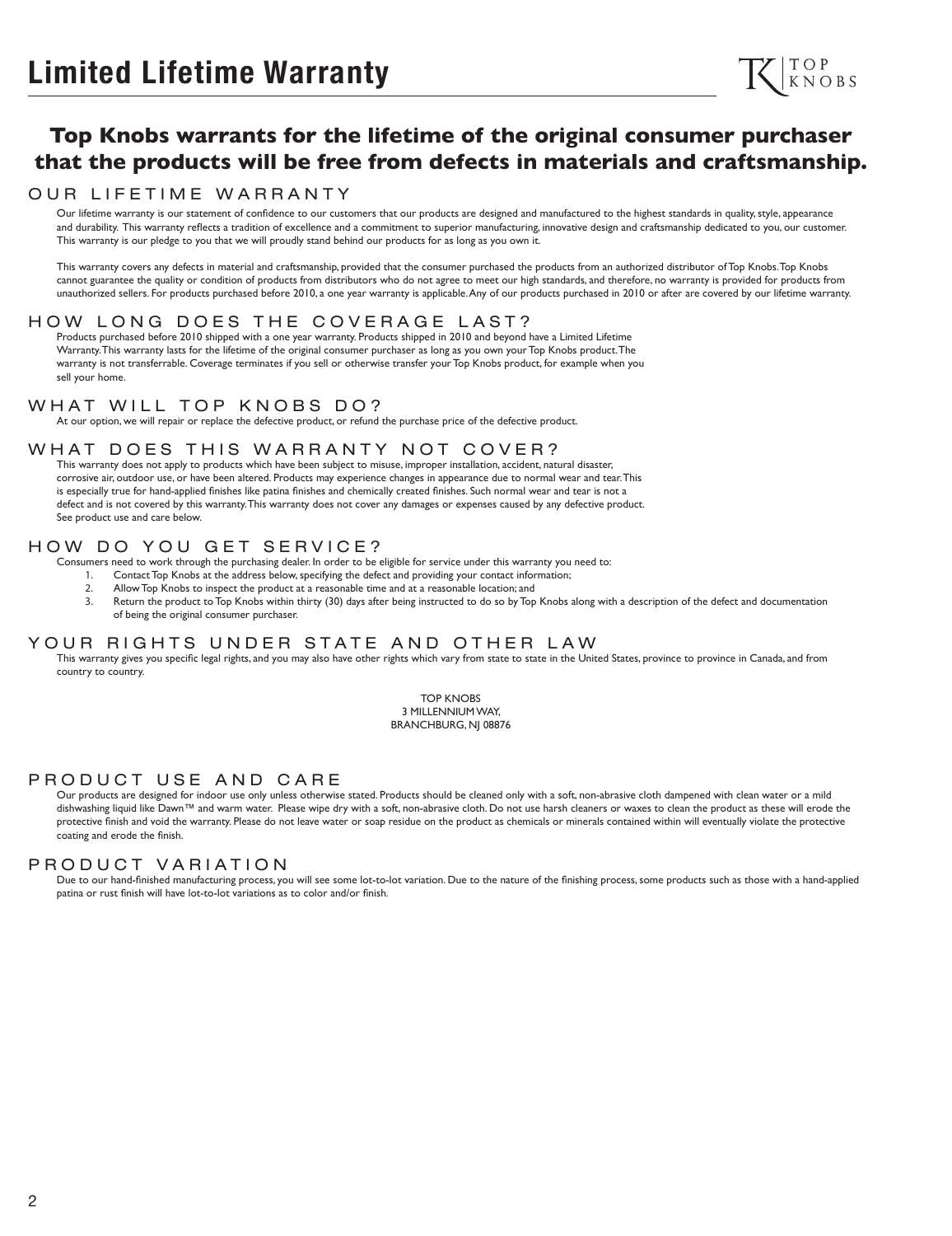# Limited Lifetime Warranty

## Top Knobs warrants for the lifetime of the original consumer purchaser that the products will be free from defects in materials and craftsmanship.

### OUR LIFETIME WARRANTY

Our lifetime warranty is our statement of confidence to our customers that our products are designed and manufactured to the highest standards in quality, style, appearance and durability. This warranty reflects a tradition of excellence and a commitment to superior manufacturing, innovative design and craftsmanship dedicated to you, our customer. This warranty is our pledge to you that we will proudly stand behind our products for as long as you own it.

This warranty covers any defects in material and craftsmanship, provided that the consumer purchased the products from an authorized distributor of Top Knobs. Top Knobs cannot guarantee the quality or condition of products from distributors who do not agree to meet our high standards, and therefore, no warranty is provided for products from unauthorized sellers. For products purchased before 2010, a one year warranty is applicable. Any of our products purchased in 2010 or after are covered by our lifetime warranty.

### HOW LONG DOES THE COVERAGE LAST?

Products purchased before 2010 shipped with a one year warranty. Products shipped in 2010 and beyond have a Limited Lifetime Warranty. This warranty lasts for the lifetime of the original consumer purchaser as long as you own your Top Knobs product. The warranty is not transferrable. Coverage terminates if you sell or otherwise transfer your Top Knobs product, for example when you sell your home.

### WHAT WILL TOP KNOBS DO?

At our option, we will repair or replace the defective product, or refund the purchase price of the defective product.

### WHAT DOES THIS WARRANTY NOT COVER?

This warranty does not apply to products which have been subject to misuse, improper installation, accident, natural disaster, corrosive air, outdoor use, or have been altered. Products may experience changes in appearance due to normal wear and tear. This is especially true for hand-applied finishes like patina finishes and chemically created finishes. Such normal wear and tear is not a defect and is not covered by this warranty. This warranty does not cover any damages or expenses caused by any defective product. See product use and care below.

### HOW DO YOU GET SERVICE?

Consumers need to work through the purchasing dealer. In order to be eligible for service under this warranty you need to:

1. Contact Top Knobs at the address below, specifying the defect and providing your contact information;
2. Allow Top Knobs to inspect the product at a reasonable time and at a reasonable location; and
3. Return the product to Top Knobs within thirty (30) days after being instructed to do so by Top Knobs along with a description of the defect and documentation of being the original consumer purchaser.

### YOUR RIGHTS UNDER STATE AND OTHER LAW

This warranty gives you specific legal rights, and you may also have other rights which vary from state to state in the United States, province to province in Canada, and from country to country.

TOP KNOBS
3 MILLENNIUM WAY,
BRANCHBURG, NJ 08876

### PRODUCT USE AND CARE

Our products are designed for indoor use only unless otherwise stated. Products should be cleaned only with a soft, non-abrasive cloth dampened with clean water or a mild dishwashing liquid like Dawn™ and warm water. Please wipe dry with a soft, non-abrasive cloth. Do not use harsh cleaners or waxes to clean the product as these will erode the protective finish and void the warranty. Please do not leave water or soap residue on the product as chemicals or minerals contained within will eventually violate the protective coating and erode the finish.

### PRODUCT VARIATION

Due to our hand-finished manufacturing process, you will see some lot-to-lot variation. Due to the nature of the finishing process, some products such as those with a hand-applied patina or rust finish will have lot-to-lot variations as to color and/or finish.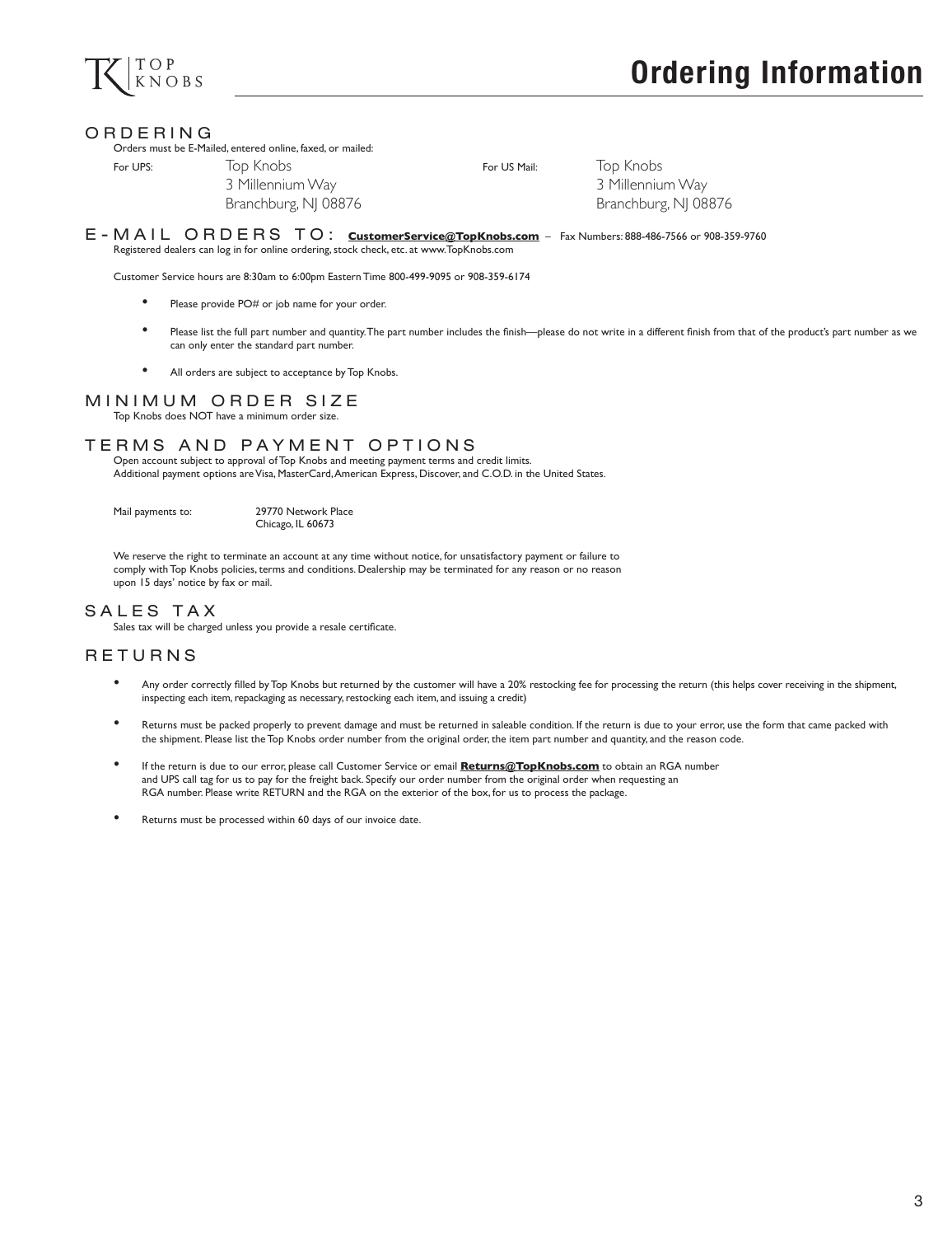# Ordering Information

## ORDERING

Orders must be E-Mailed, entered online, faxed, or mailed:

For UPS:
Top Knobs
3 Millennium Way
Branchburg, NJ 08876

For US Mail:
Top Knobs
3 Millennium Way
Branchburg, NJ 08876

## E-MAIL ORDERS TO: **CustomerService@TopKnobs.com** – Fax Numbers: 888-486-7566 or 908-359-9760

Registered dealers can log in for online ordering, stock check, etc. at www.TopKnobs.com

Customer Service hours are 8:30am to 6:00pm Eastern Time 800-499-9095 or 908-359-6174

- Please provide PO# or job name for your order.
- Please list the full part number and quantity. The part number includes the finish—please do not write in a different finish from that of the product's part number as we can only enter the standard part number.
- All orders are subject to acceptance by Top Knobs.

## MINIMUM ORDER SIZE

Top Knobs does NOT have a minimum order size.

## TERMS AND PAYMENT OPTIONS

Open account subject to approval of Top Knobs and meeting payment terms and credit limits.
Additional payment options are Visa, MasterCard, American Express, Discover, and C.O.D. in the United States.

Mail payments to:
29770 Network Place
Chicago, IL 60673

We reserve the right to terminate an account at any time without notice, for unsatisfactory payment or failure to comply with Top Knobs policies, terms and conditions. Dealership may be terminated for any reason or no reason upon 15 days' notice by fax or mail.

## SALES TAX

Sales tax will be charged unless you provide a resale certificate.

## RETURNS

- Any order correctly filled by Top Knobs but returned by the customer will have a 20% restocking fee for processing the return (this helps cover receiving in the shipment, inspecting each item, repackaging as necessary, restocking each item, and issuing a credit)
- Returns must be packed properly to prevent damage and must be returned in saleable condition. If the return is due to your error, use the form that came packed with the shipment. Please list the Top Knobs order number from the original order, the item part number and quantity, and the reason code.
- If the return is due to our error, please call Customer Service or email **Returns@TopKnobs.com** to obtain an RGA number and UPS call tag for us to pay for the freight back. Specify our order number from the original order when requesting an RGA number. Please write RETURN and the RGA on the exterior of the box, for us to process the package.
- Returns must be processed within 60 days of our invoice date.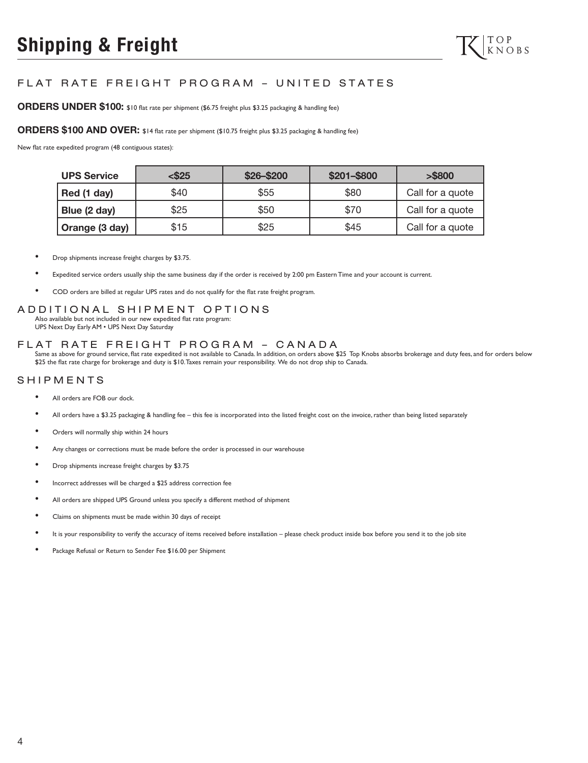# Shipping & Freight

## FLAT RATE FREIGHT PROGRAM – UNITED STATES

**ORDERS UNDER $100:** $10 flat rate per shipment ($6.75 freight plus $3.25 packaging & handling fee)

**ORDERS $100 AND OVER:** $14 flat rate per shipment ($10.75 freight plus $3.25 packaging & handling fee)

New flat rate expedited program (48 contiguous states):

| UPS Service | <$25 | $26–$200 | $201–$800 | >$800 |
|---|---|---|---|---|
| Red (1 day) | $40 | $55 | $80 | Call for a quote |
| Blue (2 day) | $25 | $50 | $70 | Call for a quote |
| Orange (3 day) | $15 | $25 | $45 | Call for a quote |

- Drop shipments increase freight charges by $3.75.
- Expedited service orders usually ship the same business day if the order is received by 2:00 pm Eastern Time and your account is current.
- COD orders are billed at regular UPS rates and do not qualify for the flat rate freight program.

## ADDITIONAL SHIPMENT OPTIONS

Also available but not included in our new expedited flat rate program:
UPS Next Day Early AM • UPS Next Day Saturday

## FLAT RATE FREIGHT PROGRAM – CANADA

Same as above for ground service, flat rate expedited is not available to Canada. In addition, on orders above $25 Top Knobs absorbs brokerage and duty fees, and for orders below $25 the flat rate charge for brokerage and duty is $10. Taxes remain your responsibility. We do not drop ship to Canada.

## SHIPMENTS

- All orders are FOB our dock.
- All orders have a $3.25 packaging & handling fee – this fee is incorporated into the listed freight cost on the invoice, rather than being listed separately
- Orders will normally ship within 24 hours
- Any changes or corrections must be made before the order is processed in our warehouse
- Drop shipments increase freight charges by $3.75
- Incorrect addresses will be charged a $25 address correction fee
- All orders are shipped UPS Ground unless you specify a different method of shipment
- Claims on shipments must be made within 30 days of receipt
- It is your responsibility to verify the accuracy of items received before installation – please check product inside box before you send it to the job site
- Package Refusal or Return to Sender Fee $16.00 per Shipment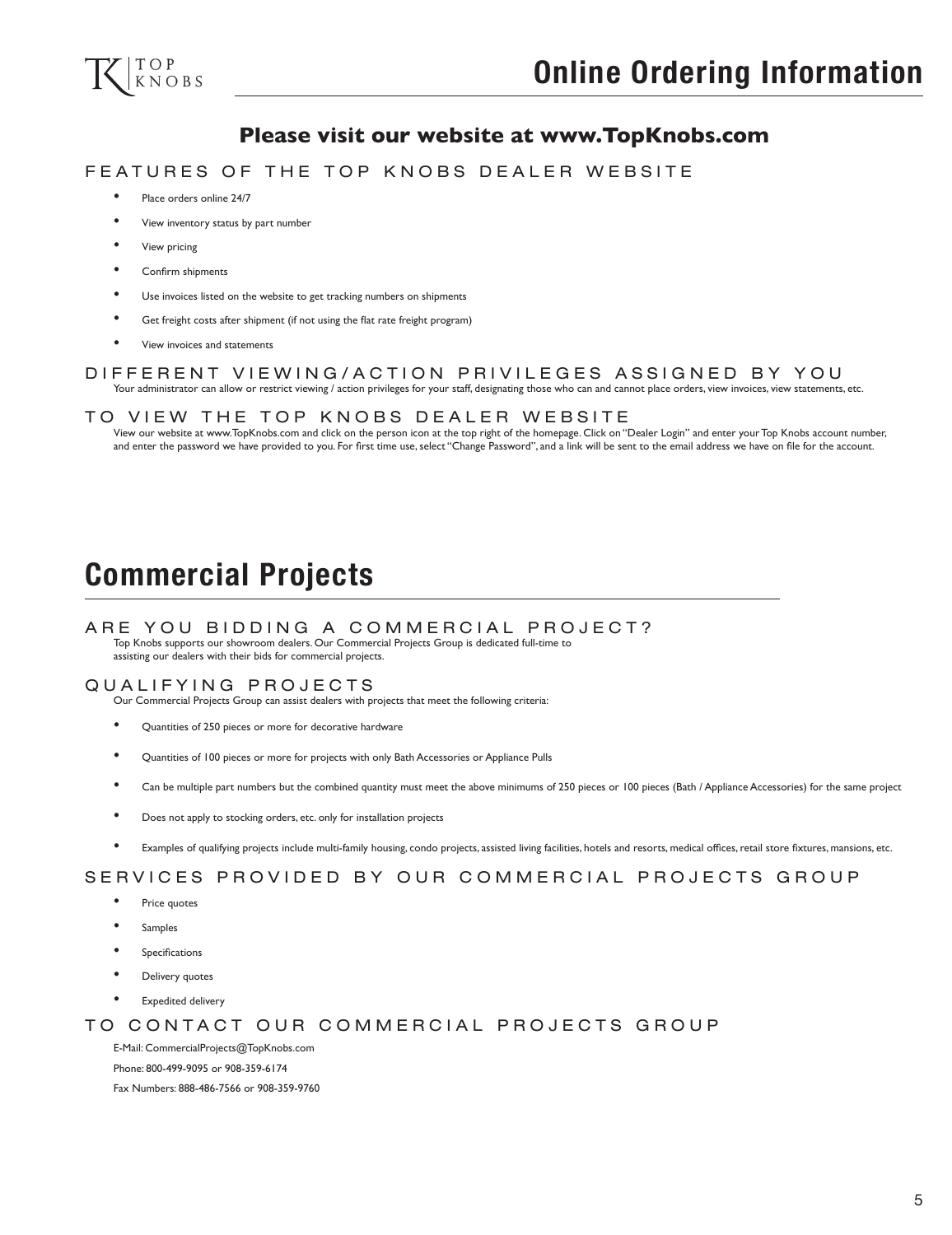# Online Ordering Information

**Please visit our website at www.TopKnobs.com**

### FEATURES OF THE TOP KNOBS DEALER WEBSITE

- Place orders online 24/7
- View inventory status by part number
- View pricing
- Confirm shipments
- Use invoices listed on the website to get tracking numbers on shipments
- Get freight costs after shipment (if not using the flat rate freight program)
- View invoices and statements

### DIFFERENT VIEWING/ACTION PRIVILEGES ASSIGNED BY YOU

Your administrator can allow or restrict viewing / action privileges for your staff, designating those who can and cannot place orders, view invoices, view statements, etc.

### TO VIEW THE TOP KNOBS DEALER WEBSITE

View our website at www.TopKnobs.com and click on the person icon at the top right of the homepage. Click on "Dealer Login" and enter your Top Knobs account number, and enter the password we have provided to you. For first time use, select "Change Password", and a link will be sent to the email address we have on file for the account.

# Commercial Projects

### ARE YOU BIDDING A COMMERCIAL PROJECT?

Top Knobs supports our showroom dealers. Our Commercial Projects Group is dedicated full-time to assisting our dealers with their bids for commercial projects.

### QUALIFYING PROJECTS

Our Commercial Projects Group can assist dealers with projects that meet the following criteria:

- Quantities of 250 pieces or more for decorative hardware
- Quantities of 100 pieces or more for projects with only Bath Accessories or Appliance Pulls
- Can be multiple part numbers but the combined quantity must meet the above minimums of 250 pieces or 100 pieces (Bath / Appliance Accessories) for the same project
- Does not apply to stocking orders, etc. only for installation projects
- Examples of qualifying projects include multi-family housing, condo projects, assisted living facilities, hotels and resorts, medical offices, retail store fixtures, mansions, etc.

### SERVICES PROVIDED BY OUR COMMERCIAL PROJECTS GROUP

- Price quotes
- Samples
- Specifications
- Delivery quotes
- Expedited delivery

### TO CONTACT OUR COMMERCIAL PROJECTS GROUP

E-Mail: CommercialProjects@TopKnobs.com

Phone: 800-499-9095 or 908-359-6174

Fax Numbers: 888-486-7566 or 908-359-9760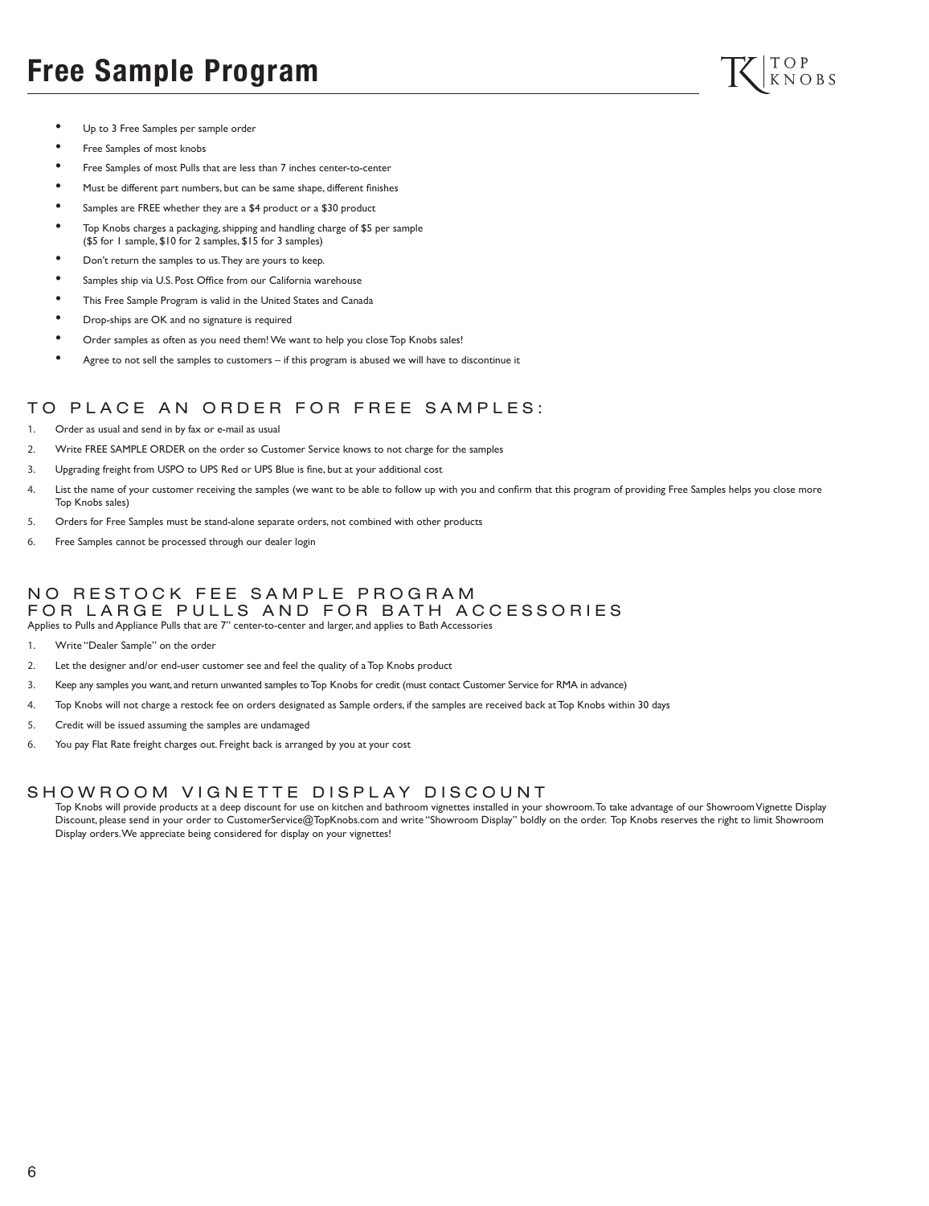# Free Sample Program

- Up to 3 Free Samples per sample order
- Free Samples of most knobs
- Free Samples of most Pulls that are less than 7 inches center-to-center
- Must be different part numbers, but can be same shape, different finishes
- Samples are FREE whether they are a $4 product or a $30 product
- Top Knobs charges a packaging, shipping and handling charge of $5 per sample ($5 for 1 sample, $10 for 2 samples, $15 for 3 samples)
- Don't return the samples to us. They are yours to keep.
- Samples ship via U.S. Post Office from our California warehouse
- This Free Sample Program is valid in the United States and Canada
- Drop-ships are OK and no signature is required
- Order samples as often as you need them! We want to help you close Top Knobs sales!
- Agree to not sell the samples to customers – if this program is abused we will have to discontinue it

## TO PLACE AN ORDER FOR FREE SAMPLES:

1. Order as usual and send in by fax or e-mail as usual
2. Write FREE SAMPLE ORDER on the order so Customer Service knows to not charge for the samples
3. Upgrading freight from USPO to UPS Red or UPS Blue is fine, but at your additional cost
4. List the name of your customer receiving the samples (we want to be able to follow up with you and confirm that this program of providing Free Samples helps you close more Top Knobs sales)
5. Orders for Free Samples must be stand-alone separate orders, not combined with other products
6. Free Samples cannot be processed through our dealer login

## NO RESTOCK FEE SAMPLE PROGRAM FOR LARGE PULLS AND FOR BATH ACCESSORIES

Applies to Pulls and Appliance Pulls that are 7" center-to-center and larger, and applies to Bath Accessories

1. Write "Dealer Sample" on the order
2. Let the designer and/or end-user customer see and feel the quality of a Top Knobs product
3. Keep any samples you want, and return unwanted samples to Top Knobs for credit (must contact Customer Service for RMA in advance)
4. Top Knobs will not charge a restock fee on orders designated as Sample orders, if the samples are received back at Top Knobs within 30 days
5. Credit will be issued assuming the samples are undamaged
6. You pay Flat Rate freight charges out. Freight back is arranged by you at your cost

## SHOWROOM VIGNETTE DISPLAY DISCOUNT

Top Knobs will provide products at a deep discount for use on kitchen and bathroom vignettes installed in your showroom. To take advantage of our Showroom Vignette Display Discount, please send in your order to CustomerService@TopKnobs.com and write "Showroom Display" boldly on the order. Top Knobs reserves the right to limit Showroom Display orders. We appreciate being considered for display on your vignettes!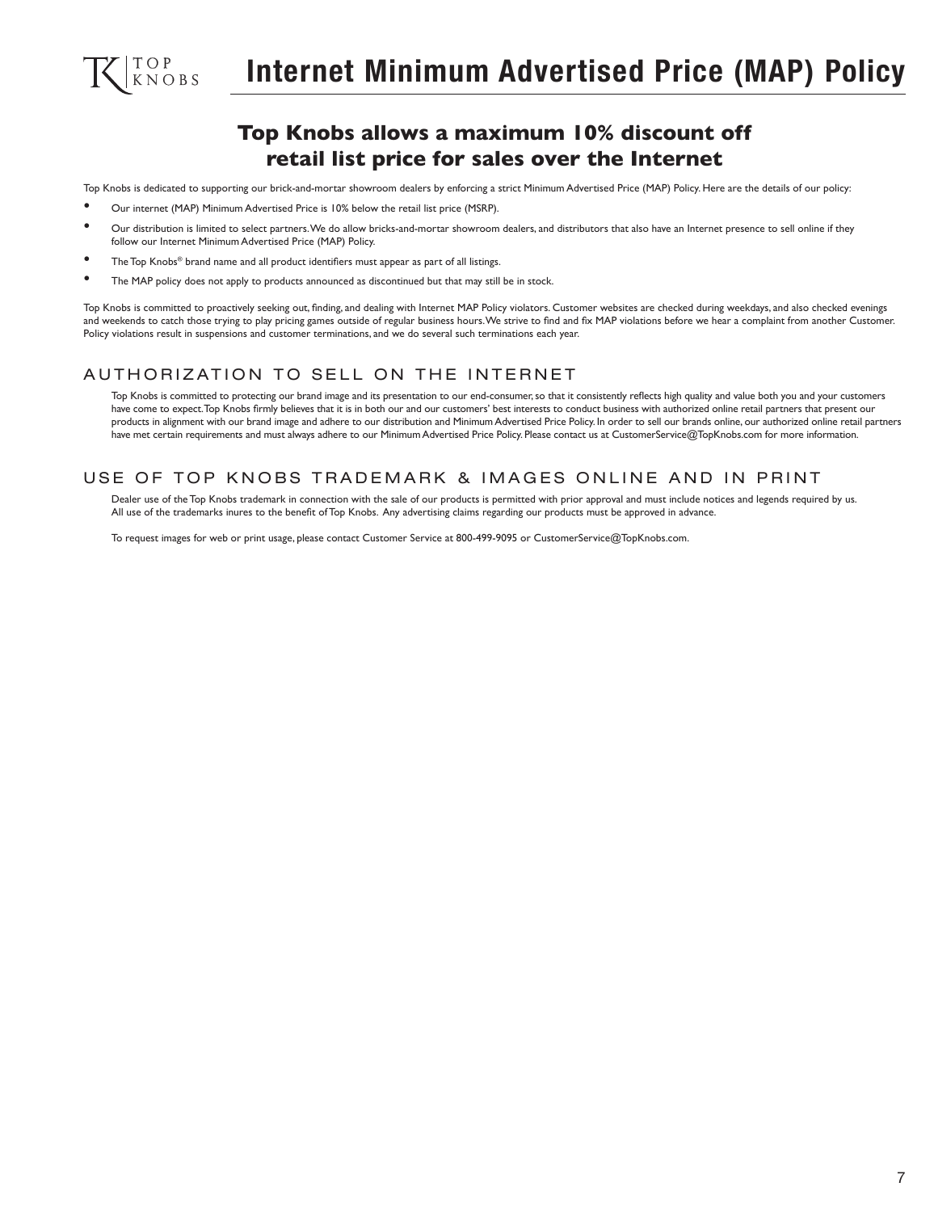# Internet Minimum Advertised Price (MAP) Policy

## Top Knobs allows a maximum 10% discount off retail list price for sales over the Internet

Top Knobs is dedicated to supporting our brick-and-mortar showroom dealers by enforcing a strict Minimum Advertised Price (MAP) Policy. Here are the details of our policy:

- Our internet (MAP) Minimum Advertised Price is 10% below the retail list price (MSRP).
- Our distribution is limited to select partners. We do allow bricks-and-mortar showroom dealers, and distributors that also have an Internet presence to sell online if they follow our Internet Minimum Advertised Price (MAP) Policy.
- The Top Knobs® brand name and all product identifiers must appear as part of all listings.
- The MAP policy does not apply to products announced as discontinued but that may still be in stock.

Top Knobs is committed to proactively seeking out, finding, and dealing with Internet MAP Policy violators. Customer websites are checked during weekdays, and also checked evenings and weekends to catch those trying to play pricing games outside of regular business hours. We strive to find and fix MAP violations before we hear a complaint from another Customer. Policy violations result in suspensions and customer terminations, and we do several such terminations each year.

## AUTHORIZATION TO SELL ON THE INTERNET

Top Knobs is committed to protecting our brand image and its presentation to our end-consumer, so that it consistently reflects high quality and value both you and your customers have come to expect. Top Knobs firmly believes that it is in both our and our customers' best interests to conduct business with authorized online retail partners that present our products in alignment with our brand image and adhere to our distribution and Minimum Advertised Price Policy. In order to sell our brands online, our authorized online retail partners have met certain requirements and must always adhere to our Minimum Advertised Price Policy. Please contact us at CustomerService@TopKnobs.com for more information.

## USE OF TOP KNOBS TRADEMARK & IMAGES ONLINE AND IN PRINT

Dealer use of the Top Knobs trademark in connection with the sale of our products is permitted with prior approval and must include notices and legends required by us. All use of the trademarks inures to the benefit of Top Knobs. Any advertising claims regarding our products must be approved in advance.

To request images for web or print usage, please contact Customer Service at 800-499-9095 or CustomerService@TopKnobs.com.